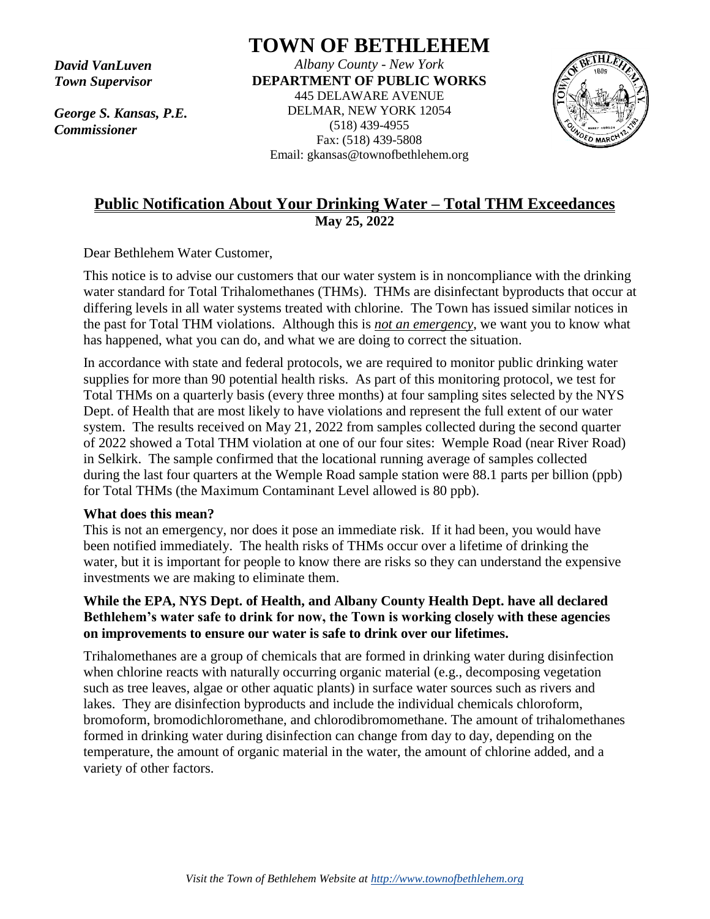*David VanLuven*
*Town Supervisor*

*George S. Kansas, P.E.*
*Commissioner*

# TOWN OF BETHLEHEM

*Albany County - New York*
**DEPARTMENT OF PUBLIC WORKS**
445 DELAWARE AVENUE
DELMAR, NEW YORK 12054
(518) 439-4955
Fax: (518) 439-5808
Email: gkansas@townofbethlehem.org

## Public Notification About Your Drinking Water – Total THM Exceedances

**May 25, 2022**

Dear Bethlehem Water Customer,

This notice is to advise our customers that our water system is in noncompliance with the drinking water standard for Total Trihalomethanes (THMs). THMs are disinfectant byproducts that occur at differing levels in all water systems treated with chlorine. The Town has issued similar notices in the past for Total THM violations. Although this is ***not an emergency***, we want you to know what has happened, what you can do, and what we are doing to correct the situation.

In accordance with state and federal protocols, we are required to monitor public drinking water supplies for more than 90 potential health risks. As part of this monitoring protocol, we test for Total THMs on a quarterly basis (every three months) at four sampling sites selected by the NYS Dept. of Health that are most likely to have violations and represent the full extent of our water system. The results received on May 21, 2022 from samples collected during the second quarter of 2022 showed a Total THM violation at one of our four sites: Wemple Road (near River Road) in Selkirk. The sample confirmed that the locational running average of samples collected during the last four quarters at the Wemple Road sample station were 88.1 parts per billion (ppb) for Total THMs (the Maximum Contaminant Level allowed is 80 ppb).

**What does this mean?**

This is not an emergency, nor does it pose an immediate risk. If it had been, you would have been notified immediately. The health risks of THMs occur over a lifetime of drinking the water, but it is important for people to know there are risks so they can understand the expensive investments we are making to eliminate them.

**While the EPA, NYS Dept. of Health, and Albany County Health Dept. have all declared Bethlehem's water safe to drink for now, the Town is working closely with these agencies on improvements to ensure our water is safe to drink over our lifetimes.**

Trihalomethanes are a group of chemicals that are formed in drinking water during disinfection when chlorine reacts with naturally occurring organic material (e.g., decomposing vegetation such as tree leaves, algae or other aquatic plants) in surface water sources such as rivers and lakes. They are disinfection byproducts and include the individual chemicals chloroform, bromoform, bromodichloromethane, and chlorodibromomethane. The amount of trihalomethanes formed in drinking water during disinfection can change from day to day, depending on the temperature, the amount of organic material in the water, the amount of chlorine added, and a variety of other factors.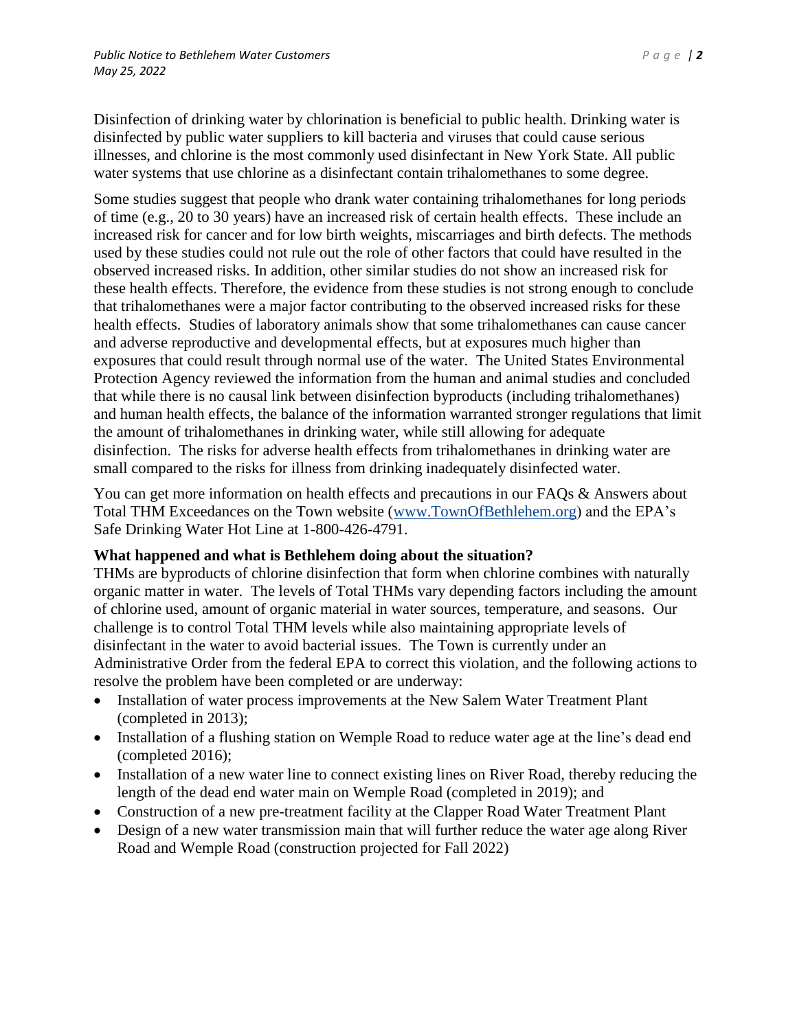Disinfection of drinking water by chlorination is beneficial to public health. Drinking water is disinfected by public water suppliers to kill bacteria and viruses that could cause serious illnesses, and chlorine is the most commonly used disinfectant in New York State. All public water systems that use chlorine as a disinfectant contain trihalomethanes to some degree.

Some studies suggest that people who drank water containing trihalomethanes for long periods of time (e.g., 20 to 30 years) have an increased risk of certain health effects. These include an increased risk for cancer and for low birth weights, miscarriages and birth defects. The methods used by these studies could not rule out the role of other factors that could have resulted in the observed increased risks. In addition, other similar studies do not show an increased risk for these health effects. Therefore, the evidence from these studies is not strong enough to conclude that trihalomethanes were a major factor contributing to the observed increased risks for these health effects. Studies of laboratory animals show that some trihalomethanes can cause cancer and adverse reproductive and developmental effects, but at exposures much higher than exposures that could result through normal use of the water. The United States Environmental Protection Agency reviewed the information from the human and animal studies and concluded that while there is no causal link between disinfection byproducts (including trihalomethanes) and human health effects, the balance of the information warranted stronger regulations that limit the amount of trihalomethanes in drinking water, while still allowing for adequate disinfection. The risks for adverse health effects from trihalomethanes in drinking water are small compared to the risks for illness from drinking inadequately disinfected water.

You can get more information on health effects and precautions in our FAQs & Answers about Total THM Exceedances on the Town website (www.TownOfBethlehem.org) and the EPA's Safe Drinking Water Hot Line at 1-800-426-4791.

**What happened and what is Bethlehem doing about the situation?**

THMs are byproducts of chlorine disinfection that form when chlorine combines with naturally organic matter in water. The levels of Total THMs vary depending factors including the amount of chlorine used, amount of organic material in water sources, temperature, and seasons. Our challenge is to control Total THM levels while also maintaining appropriate levels of disinfectant in the water to avoid bacterial issues. The Town is currently under an Administrative Order from the federal EPA to correct this violation, and the following actions to resolve the problem have been completed or are underway:

- Installation of water process improvements at the New Salem Water Treatment Plant (completed in 2013);
- Installation of a flushing station on Wemple Road to reduce water age at the line's dead end (completed 2016);
- Installation of a new water line to connect existing lines on River Road, thereby reducing the length of the dead end water main on Wemple Road (completed in 2019); and
- Construction of a new pre-treatment facility at the Clapper Road Water Treatment Plant
- Design of a new water transmission main that will further reduce the water age along River Road and Wemple Road (construction projected for Fall 2022)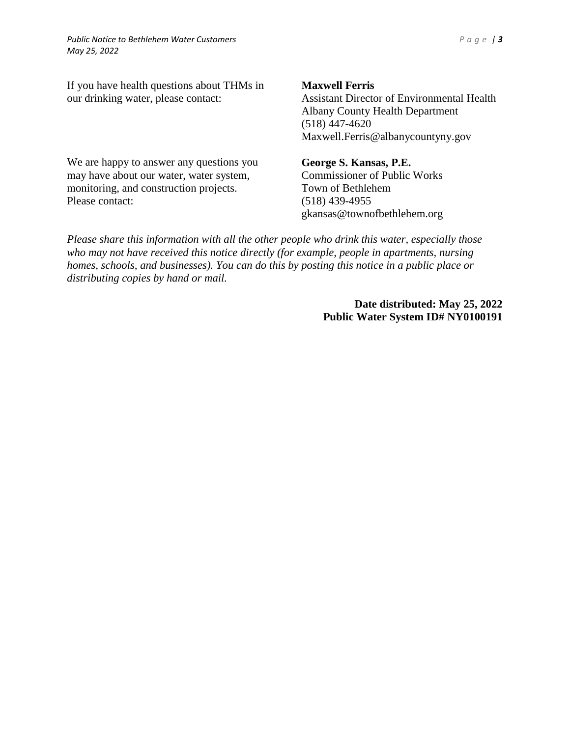If you have health questions about THMs in our drinking water, please contact:

**Maxwell Ferris**
Assistant Director of Environmental Health
Albany County Health Department
(518) 447-4620
Maxwell.Ferris@albanycountyny.gov

We are happy to answer any questions you may have about our water, water system, monitoring, and construction projects. Please contact:

**George S. Kansas, P.E.**
Commissioner of Public Works
Town of Bethlehem
(518) 439-4955
gkansas@townofbethlehem.org

*Please share this information with all the other people who drink this water, especially those who may not have received this notice directly (for example, people in apartments, nursing homes, schools, and businesses). You can do this by posting this notice in a public place or distributing copies by hand or mail.*

**Date distributed: May 25, 2022**
**Public Water System ID# NY0100191**